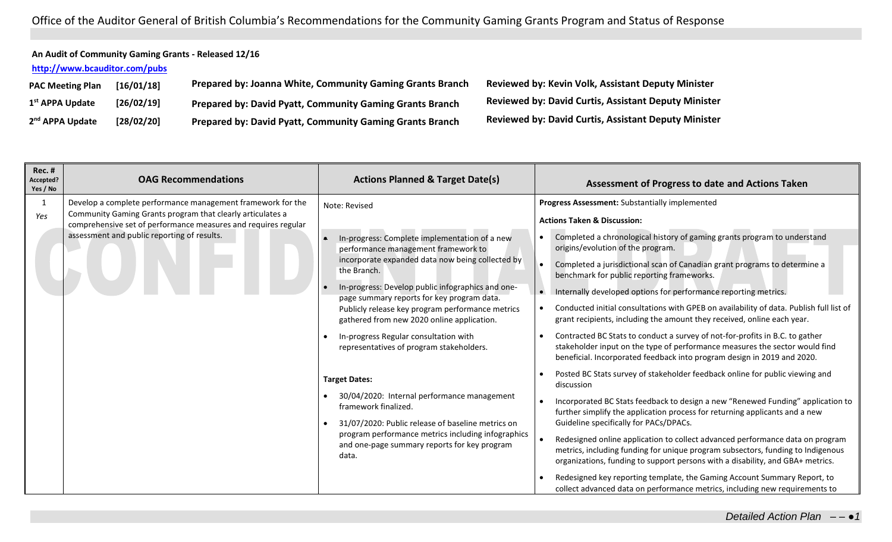# Office of the Auditor General of British Columbia's Recommendations for the Community Gaming Grants Program and Status of Response

**An Audit of Community Gaming Grants - Released 12/16**

**http://www.bcauditor.com/pubs**

| | | | |
|---|---|---|---|
| **PAC Meeting Plan** | **[16/01/18]** | **Prepared by: Joanna White, Community Gaming Grants Branch** | **Reviewed by: Kevin Volk, Assistant Deputy Minister** |
| **1st APPA Update** | **[26/02/19]** | **Prepared by: David Pyatt, Community Gaming Grants Branch** | **Reviewed by: David Curtis, Assistant Deputy Minister** |
| **2nd APPA Update** | **[28/02/20]** | **Prepared by: David Pyatt, Community Gaming Grants Branch** | **Reviewed by: David Curtis, Assistant Deputy Minister** |

| Rec. # Accepted? Yes / No | OAG Recommendations | Actions Planned & Target Date(s) | Assessment of Progress to date and Actions Taken |
|---|---|---|---|
| 1 *Yes* | Develop a complete performance management framework for the Community Gaming Grants program that clearly articulates a comprehensive set of performance measures and requires regular assessment and public reporting of results. | Note: Revised<br><br>• In-progress: Complete implementation of a new performance management framework to incorporate expanded data now being collected by the Branch.<br>• In-progress: Develop public infographics and one-page summary reports for key program data. Publicly release key program performance metrics gathered from new 2020 online application.<br>• In-progress Regular consultation with representatives of program stakeholders.<br><br>**Target Dates:**<br>• 30/04/2020: Internal performance management framework finalized.<br>• 31/07/2020: Public release of baseline metrics on program performance metrics including infographics and one-page summary reports for key program data. | **Progress Assessment:** Substantially implemented<br><br>**Actions Taken & Discussion:**<br>• Completed a chronological history of gaming grants program to understand origins/evolution of the program.<br>• Completed a jurisdictional scan of Canadian grant programs to determine a benchmark for public reporting frameworks.<br>• Internally developed options for performance reporting metrics.<br>• Conducted initial consultations with GPEB on availability of data. Publish full list of grant recipients, including the amount they received, online each year.<br>• Contracted BC Stats to conduct a survey of not-for-profits in B.C. to gather stakeholder input on the type of performance measures the sector would find beneficial. Incorporated feedback into program design in 2019 and 2020.<br>• Posted BC Stats survey of stakeholder feedback online for public viewing and discussion<br>• Incorporated BC Stats feedback to design a new "Renewed Funding" application to further simplify the application process for returning applicants and a new Guideline specifically for PACs/DPACs.<br>• Redesigned online application to collect advanced performance data on program metrics, including funding for unique program subsectors, funding to Indigenous organizations, funding to support persons with a disability, and GBA+ metrics.<br>• Redesigned key reporting template, the Gaming Account Summary Report, to collect advanced data on performance metrics, including new requirements to |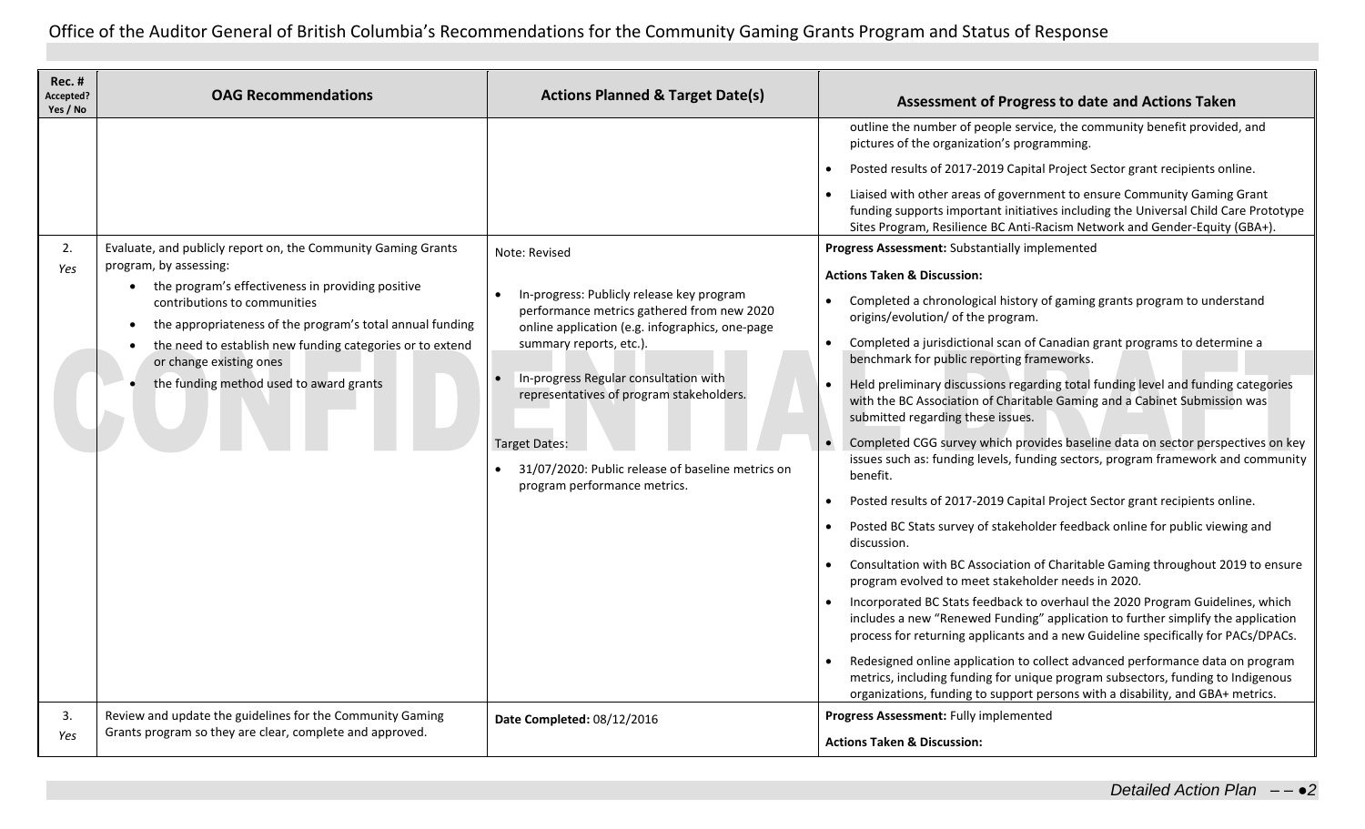# Office of the Auditor General of British Columbia's Recommendations for the Community Gaming Grants Program and Status of Response

| Rec. # Accepted? Yes / No | OAG Recommendations | Actions Planned & Target Date(s) | Assessment of Progress to date and Actions Taken |
|---|---|---|---|
| | | | outline the number of people service, the community benefit provided, and pictures of the organization's programming.<br>• Posted results of 2017-2019 Capital Project Sector grant recipients online.<br>• Liaised with other areas of government to ensure Community Gaming Grant funding supports important initiatives including the Universal Child Care Prototype Sites Program, Resilience BC Anti-Racism Network and Gender-Equity (GBA+). |
| 2. *Yes* | Evaluate, and publicly report on, the Community Gaming Grants program, by assessing:<br>• the program's effectiveness in providing positive contributions to communities<br>• the appropriateness of the program's total annual funding<br>• the need to establish new funding categories or to extend or change existing ones<br>• the funding method used to award grants | Note: Revised<br>• In-progress: Publicly release key program performance metrics gathered from new 2020 online application (e.g. infographics, one-page summary reports, etc.).<br>• In-progress Regular consultation with representatives of program stakeholders.<br>Target Dates:<br>• 31/07/2020: Public release of baseline metrics on program performance metrics. | **Progress Assessment:** Substantially implemented<br>**Actions Taken & Discussion:**<br>• Completed a chronological history of gaming grants program to understand origins/evolution/ of the program.<br>• Completed a jurisdictional scan of Canadian grant programs to determine a benchmark for public reporting frameworks.<br>• Held preliminary discussions regarding total funding level and funding categories with the BC Association of Charitable Gaming and a Cabinet Submission was submitted regarding these issues.<br>• Completed CGG survey which provides baseline data on sector perspectives on key issues such as: funding levels, funding sectors, program framework and community benefit.<br>• Posted results of 2017-2019 Capital Project Sector grant recipients online.<br>• Posted BC Stats survey of stakeholder feedback online for public viewing and discussion.<br>• Consultation with BC Association of Charitable Gaming throughout 2019 to ensure program evolved to meet stakeholder needs in 2020.<br>• Incorporated BC Stats feedback to overhaul the 2020 Program Guidelines, which includes a new "Renewed Funding" application to further simplify the application process for returning applicants and a new Guideline specifically for PACs/DPACs.<br>• Redesigned online application to collect advanced performance data on program metrics, including funding for unique program subsectors, funding to Indigenous organizations, funding to support persons with a disability, and GBA+ metrics. |
| 3. *Yes* | Review and update the guidelines for the Community Gaming Grants program so they are clear, complete and approved. | **Date Completed:** 08/12/2016 | **Progress Assessment:** Fully implemented<br>**Actions Taken & Discussion:** |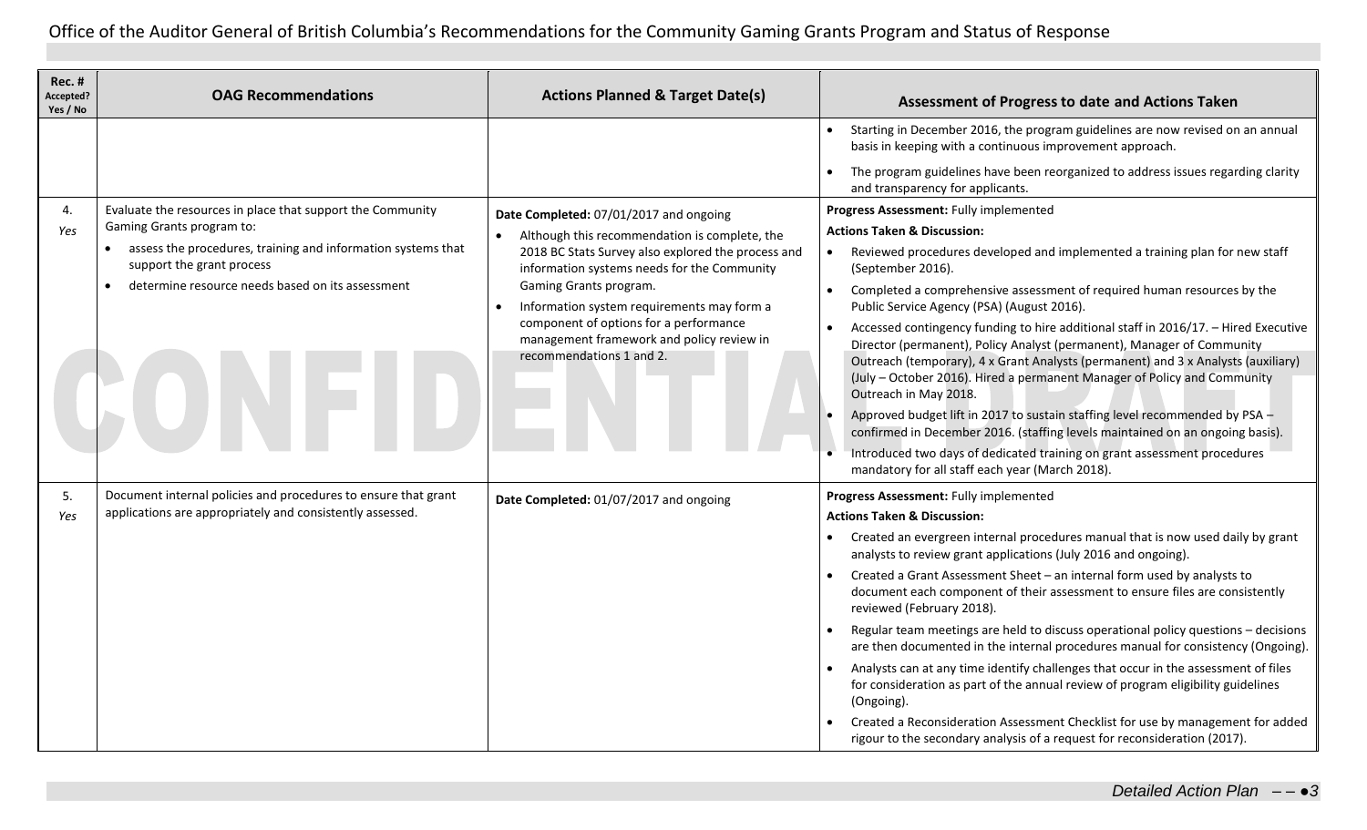# Office of the Auditor General of British Columbia's Recommendations for the Community Gaming Grants Program and Status of Response

| Rec. # Accepted? Yes / No | OAG Recommendations | Actions Planned & Target Date(s) | Assessment of Progress to date and Actions Taken |
|---|---|---|---|
| | | | • Starting in December 2016, the program guidelines are now revised on an annual basis in keeping with a continuous improvement approach.<br>• The program guidelines have been reorganized to address issues regarding clarity and transparency for applicants. |
| 4.<br>*Yes* | Evaluate the resources in place that support the Community Gaming Grants program to:<br>• assess the procedures, training and information systems that support the grant process<br>• determine resource needs based on its assessment | **Date Completed:** 07/01/2017 and ongoing<br>• Although this recommendation is complete, the 2018 BC Stats Survey also explored the process and information systems needs for the Community Gaming Grants program.<br>• Information system requirements may form a component of options for a performance management framework and policy review in recommendations 1 and 2. | **Progress Assessment:** Fully implemented<br>**Actions Taken & Discussion:**<br>• Reviewed procedures developed and implemented a training plan for new staff (September 2016).<br>• Completed a comprehensive assessment of required human resources by the Public Service Agency (PSA) (August 2016).<br>• Accessed contingency funding to hire additional staff in 2016/17. – Hired Executive Director (permanent), Policy Analyst (permanent), Manager of Community Outreach (temporary), 4 x Grant Analysts (permanent) and 3 x Analysts (auxiliary) (July – October 2016). Hired a permanent Manager of Policy and Community Outreach in May 2018.<br>• Approved budget lift in 2017 to sustain staffing level recommended by PSA – confirmed in December 2016. (staffing levels maintained on an ongoing basis).<br>• Introduced two days of dedicated training on grant assessment procedures mandatory for all staff each year (March 2018). |
| 5.<br>*Yes* | Document internal policies and procedures to ensure that grant applications are appropriately and consistently assessed. | **Date Completed:** 01/07/2017 and ongoing | **Progress Assessment:** Fully implemented<br>**Actions Taken & Discussion:**<br>• Created an evergreen internal procedures manual that is now used daily by grant analysts to review grant applications (July 2016 and ongoing).<br>• Created a Grant Assessment Sheet – an internal form used by analysts to document each component of their assessment to ensure files are consistently reviewed (February 2018).<br>• Regular team meetings are held to discuss operational policy questions – decisions are then documented in the internal procedures manual for consistency (Ongoing).<br>• Analysts can at any time identify challenges that occur in the assessment of files for consideration as part of the annual review of program eligibility guidelines (Ongoing).<br>• Created a Reconsideration Assessment Checklist for use by management for added rigour to the secondary analysis of a request for reconsideration (2017). |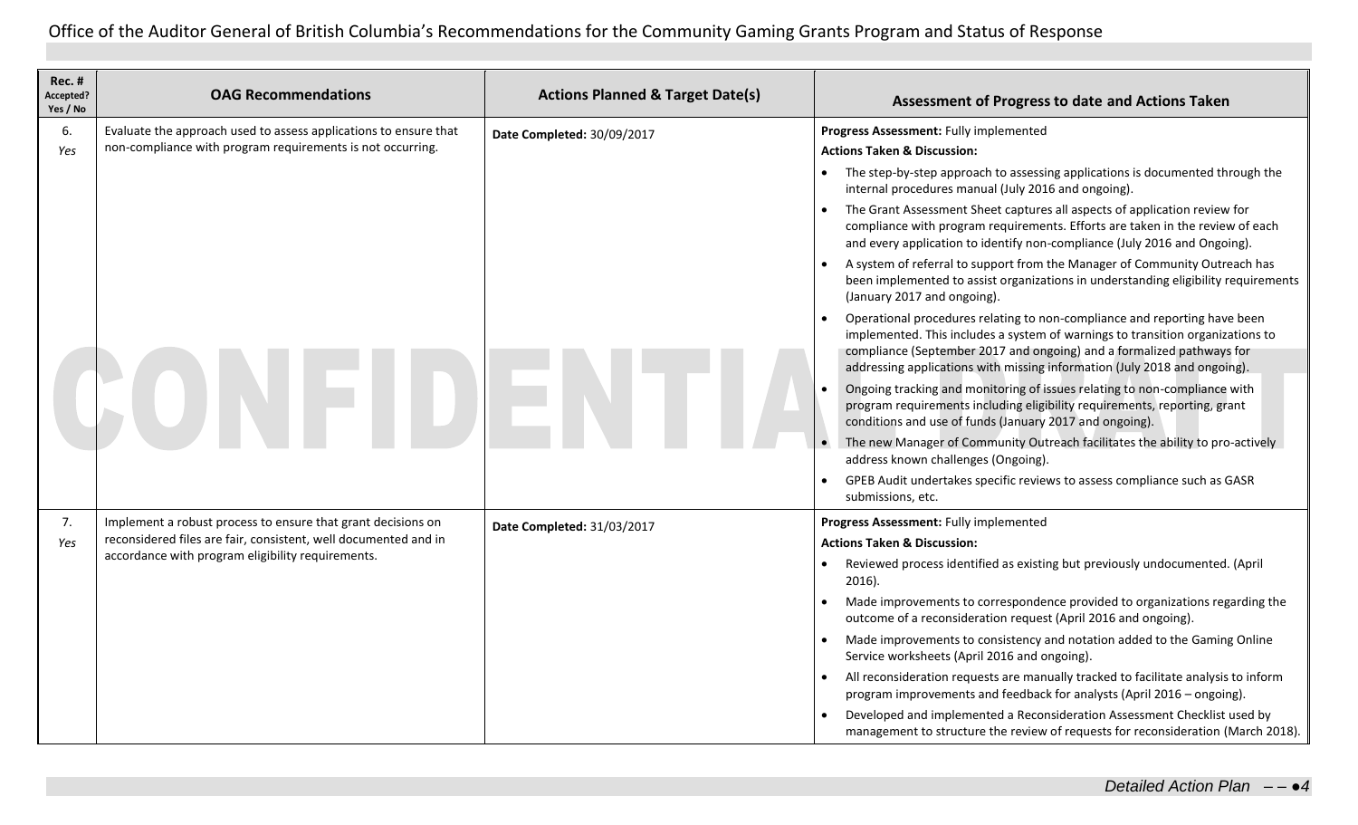Office of the Auditor General of British Columbia's Recommendations for the Community Gaming Grants Program and Status of Response

| Rec. # Accepted? Yes / No | OAG Recommendations | Actions Planned & Target Date(s) | Assessment of Progress to date and Actions Taken |
|---|---|---|---|
| 6. *Yes* | Evaluate the approach used to assess applications to ensure that non-compliance with program requirements is not occurring. | **Date Completed:** 30/09/2017 | **Progress Assessment:** Fully implemented<br>**Actions Taken & Discussion:**<br>• The step-by-step approach to assessing applications is documented through the internal procedures manual (July 2016 and ongoing).<br>• The Grant Assessment Sheet captures all aspects of application review for compliance with program requirements. Efforts are taken in the review of each and every application to identify non-compliance (July 2016 and Ongoing).<br>• A system of referral to support from the Manager of Community Outreach has been implemented to assist organizations in understanding eligibility requirements (January 2017 and ongoing).<br>• Operational procedures relating to non-compliance and reporting have been implemented. This includes a system of warnings to transition organizations to compliance (September 2017 and ongoing) and a formalized pathways for addressing applications with missing information (July 2018 and ongoing).<br>• Ongoing tracking and monitoring of issues relating to non-compliance with program requirements including eligibility requirements, reporting, grant conditions and use of funds (January 2017 and ongoing).<br>• The new Manager of Community Outreach facilitates the ability to pro-actively address known challenges (Ongoing).<br>• GPEB Audit undertakes specific reviews to assess compliance such as GASR submissions, etc. |
| 7. *Yes* | Implement a robust process to ensure that grant decisions on reconsidered files are fair, consistent, well documented and in accordance with program eligibility requirements. | **Date Completed:** 31/03/2017 | **Progress Assessment:** Fully implemented<br>**Actions Taken & Discussion:**<br>• Reviewed process identified as existing but previously undocumented. (April 2016).<br>• Made improvements to correspondence provided to organizations regarding the outcome of a reconsideration request (April 2016 and ongoing).<br>• Made improvements to consistency and notation added to the Gaming Online Service worksheets (April 2016 and ongoing).<br>• All reconsideration requests are manually tracked to facilitate analysis to inform program improvements and feedback for analysts (April 2016 – ongoing).<br>• Developed and implemented a Reconsideration Assessment Checklist used by management to structure the review of requests for reconsideration (March 2018). |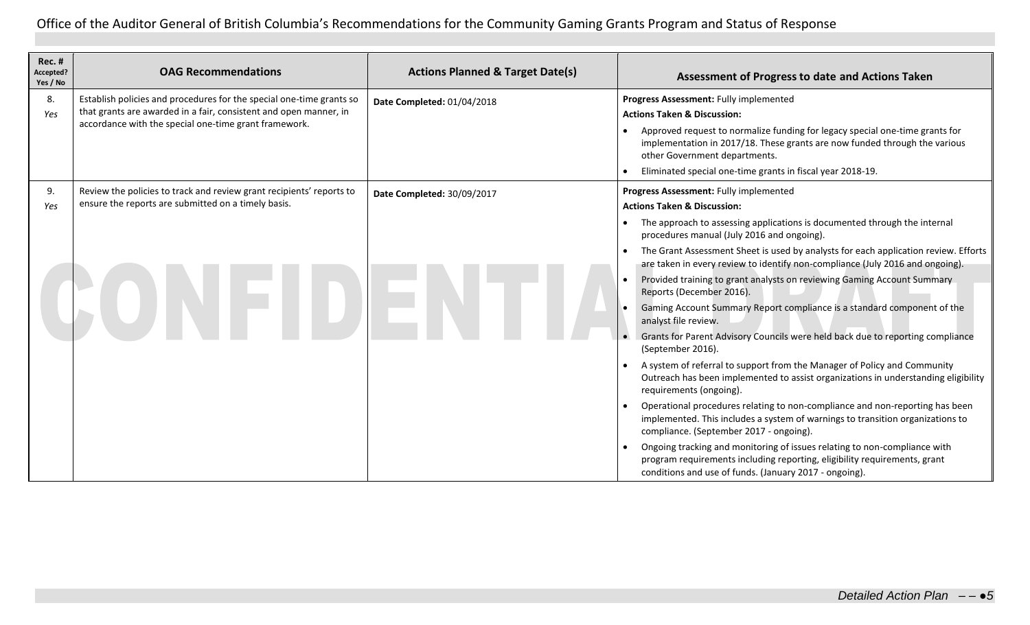Office of the Auditor General of British Columbia's Recommendations for the Community Gaming Grants Program and Status of Response

| Rec. # Accepted? Yes / No | OAG Recommendations | Actions Planned & Target Date(s) | Assessment of Progress to date and Actions Taken |
|---|---|---|---|
| 8. *Yes* | Establish policies and procedures for the special one-time grants so that grants are awarded in a fair, consistent and open manner, in accordance with the special one-time grant framework. | **Date Completed:** 01/04/2018 | **Progress Assessment:** Fully implemented<br>**Actions Taken & Discussion:**<br>• Approved request to normalize funding for legacy special one-time grants for implementation in 2017/18. These grants are now funded through the various other Government departments.<br>• Eliminated special one-time grants in fiscal year 2018-19. |
| 9. *Yes* | Review the policies to track and review grant recipients' reports to ensure the reports are submitted on a timely basis. | **Date Completed:** 30/09/2017 | **Progress Assessment:** Fully implemented<br>**Actions Taken & Discussion:**<br>• The approach to assessing applications is documented through the internal procedures manual (July 2016 and ongoing).<br>• The Grant Assessment Sheet is used by analysts for each application review. Efforts are taken in every review to identify non-compliance (July 2016 and ongoing).<br>• Provided training to grant analysts on reviewing Gaming Account Summary Reports (December 2016).<br>• Gaming Account Summary Report compliance is a standard component of the analyst file review.<br>• Grants for Parent Advisory Councils were held back due to reporting compliance (September 2016).<br>• A system of referral to support from the Manager of Policy and Community Outreach has been implemented to assist organizations in understanding eligibility requirements (ongoing).<br>• Operational procedures relating to non-compliance and non-reporting has been implemented. This includes a system of warnings to transition organizations to compliance. (September 2017 - ongoing).<br>• Ongoing tracking and monitoring of issues relating to non-compliance with program requirements including reporting, eligibility requirements, grant conditions and use of funds. (January 2017 - ongoing). |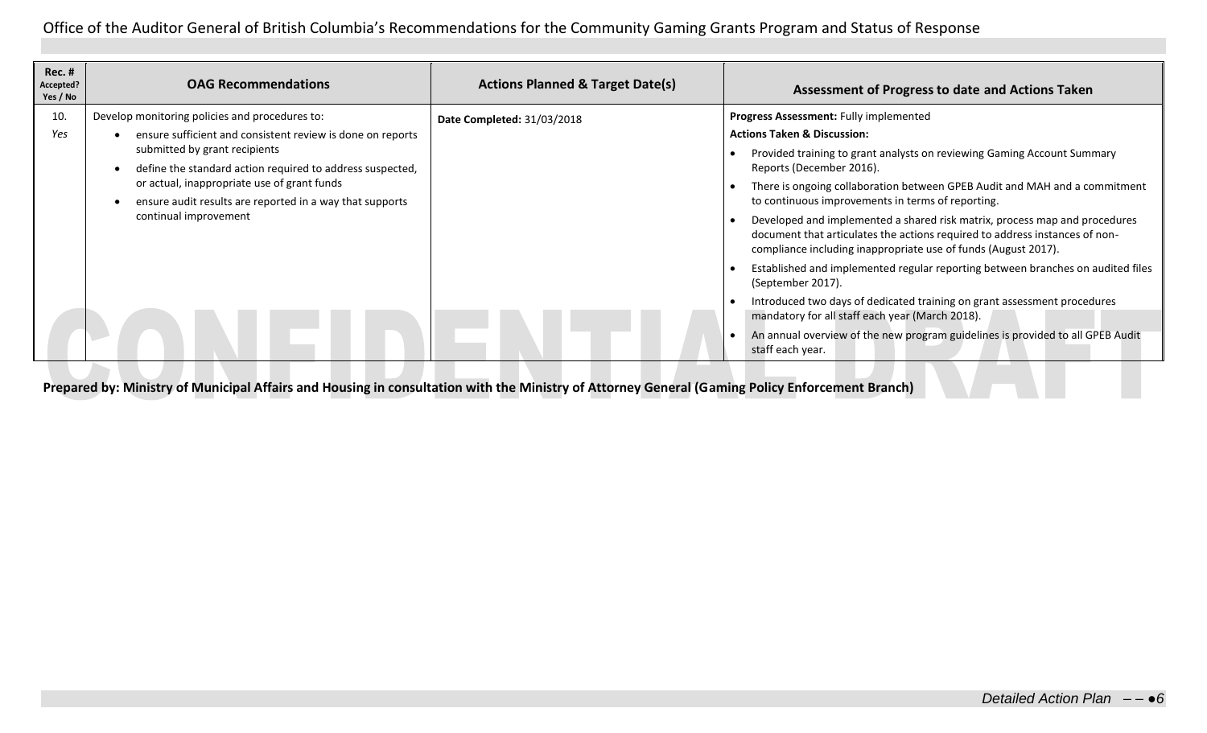Office of the Auditor General of British Columbia's Recommendations for the Community Gaming Grants Program and Status of Response

| Rec. # Accepted? Yes / No | OAG Recommendations | Actions Planned & Target Date(s) | Assessment of Progress to date and Actions Taken |
|---|---|---|---|
| 10. *Yes* | Develop monitoring policies and procedures to:<br>• ensure sufficient and consistent review is done on reports submitted by grant recipients<br>• define the standard action required to address suspected, or actual, inappropriate use of grant funds<br>• ensure audit results are reported in a way that supports continual improvement | **Date Completed:** 31/03/2018 | **Progress Assessment:** Fully implemented<br>**Actions Taken & Discussion:**<br>• Provided training to grant analysts on reviewing Gaming Account Summary Reports (December 2016).<br>• There is ongoing collaboration between GPEB Audit and MAH and a commitment to continuous improvements in terms of reporting.<br>• Developed and implemented a shared risk matrix, process map and procedures document that articulates the actions required to address instances of non-compliance including inappropriate use of funds (August 2017).<br>• Established and implemented regular reporting between branches on audited files (September 2017).<br>• Introduced two days of dedicated training on grant assessment procedures mandatory for all staff each year (March 2018).<br>• An annual overview of the new program guidelines is provided to all GPEB Audit staff each year. |

**Prepared by: Ministry of Municipal Affairs and Housing in consultation with the Ministry of Attorney General (Gaming Policy Enforcement Branch)**

CONFIDENTIAL DRAFT